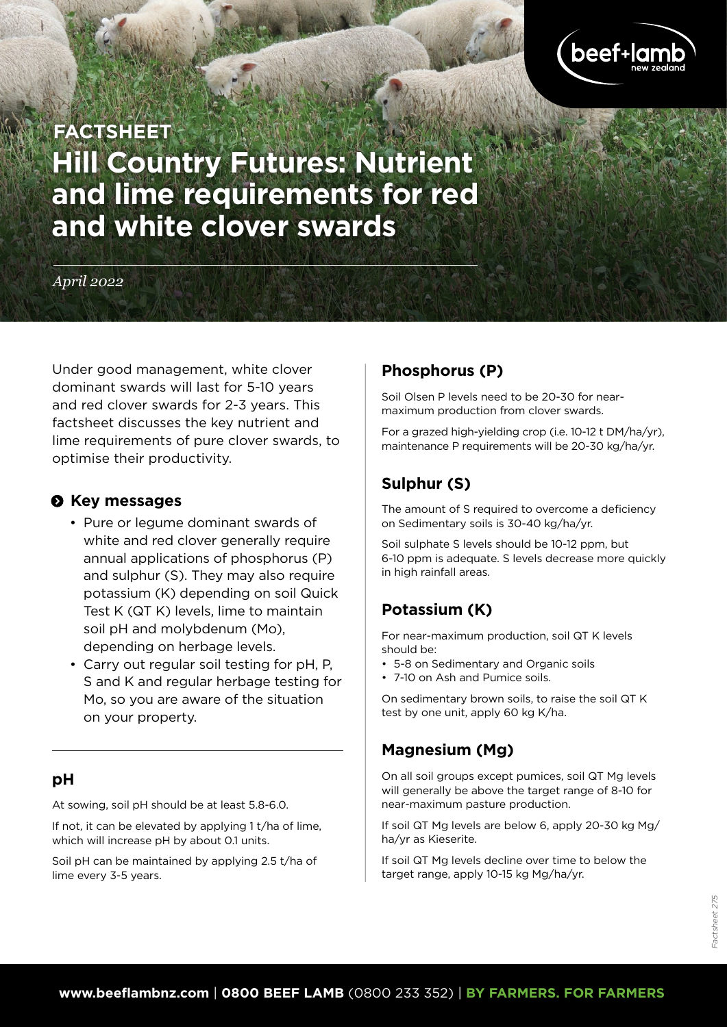FACTSHEET

# Hill Country Futures: Nutrient and lime requirements for red and white clover swards

*April 2022*

Under good management, white clover dominant swards will last for 5-10 years and red clover swards for 2-3 years. This factsheet discusses the key nutrient and lime requirements of pure clover swards, to optimise their productivity.

## Key messages

- Pure or legume dominant swards of white and red clover generally require annual applications of phosphorus (P) and sulphur (S). They may also require potassium (K) depending on soil Quick Test K (QT K) levels, lime to maintain soil pH and molybdenum (Mo), depending on herbage levels.
- Carry out regular soil testing for pH, P, S and K and regular herbage testing for Mo, so you are aware of the situation on your property.

## pH

At sowing, soil pH should be at least 5.8-6.0.

If not, it can be elevated by applying 1 t/ha of lime, which will increase pH by about 0.1 units.

Soil pH can be maintained by applying 2.5 t/ha of lime every 3-5 years.

## Phosphorus (P)

Soil Olsen P levels need to be 20-30 for near-maximum production from clover swards.

For a grazed high-yielding crop (i.e. 10-12 t DM/ha/yr), maintenance P requirements will be 20-30 kg/ha/yr.

## Sulphur (S)

The amount of S required to overcome a deficiency on Sedimentary soils is 30-40 kg/ha/yr.

Soil sulphate S levels should be 10-12 ppm, but 6-10 ppm is adequate. S levels decrease more quickly in high rainfall areas.

## Potassium (K)

For near-maximum production, soil QT K levels should be:

- 5-8 on Sedimentary and Organic soils
- 7-10 on Ash and Pumice soils.

On sedimentary brown soils, to raise the soil QT K test by one unit, apply 60 kg K/ha.

## Magnesium (Mg)

On all soil groups except pumices, soil QT Mg levels will generally be above the target range of 8-10 for near-maximum pasture production.

If soil QT Mg levels are below 6, apply 20-30 kg Mg/ha/yr as Kieserite.

If soil QT Mg levels decline over time to below the target range, apply 10-15 kg Mg/ha/yr.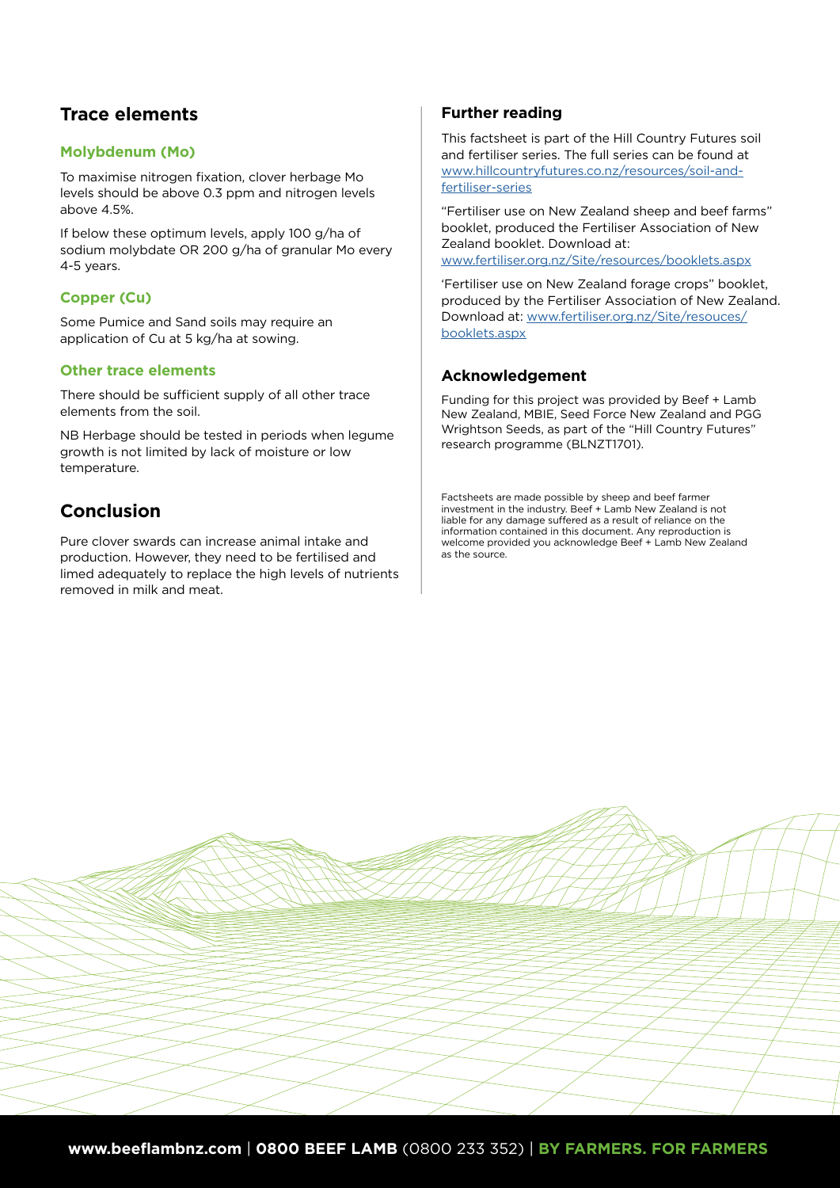## Trace elements

### Molybdenum (Mo)

To maximise nitrogen fixation, clover herbage Mo levels should be above 0.3 ppm and nitrogen levels above 4.5%.

If below these optimum levels, apply 100 g/ha of sodium molybdate OR 200 g/ha of granular Mo every 4-5 years.

### Copper (Cu)

Some Pumice and Sand soils may require an application of Cu at 5 kg/ha at sowing.

### Other trace elements

There should be sufficient supply of all other trace elements from the soil.

NB Herbage should be tested in periods when legume growth is not limited by lack of moisture or low temperature.

## Conclusion

Pure clover swards can increase animal intake and production. However, they need to be fertilised and limed adequately to replace the high levels of nutrients removed in milk and meat.

### Further reading

This factsheet is part of the Hill Country Futures soil and fertiliser series. The full series can be found at www.hillcountryfutures.co.nz/resources/soil-and-fertiliser-series

"Fertiliser use on New Zealand sheep and beef farms" booklet, produced the Fertiliser Association of New Zealand booklet. Download at: www.fertiliser.org.nz/Site/resources/booklets.aspx

'Fertiliser use on New Zealand forage crops" booklet, produced by the Fertiliser Association of New Zealand. Download at: www.fertiliser.org.nz/Site/resouces/booklets.aspx

### Acknowledgement

Funding for this project was provided by Beef + Lamb New Zealand, MBIE, Seed Force New Zealand and PGG Wrightson Seeds, as part of the "Hill Country Futures" research programme (BLNZT1701).

Factsheets are made possible by sheep and beef farmer investment in the industry. Beef + Lamb New Zealand is not liable for any damage suffered as a result of reliance on the information contained in this document. Any reproduction is welcome provided you acknowledge Beef + Lamb New Zealand as the source.

**www.beeflambnz.com** | **0800 BEEF LAMB** (0800 233 352) | **BY FARMERS. FOR FARMERS**